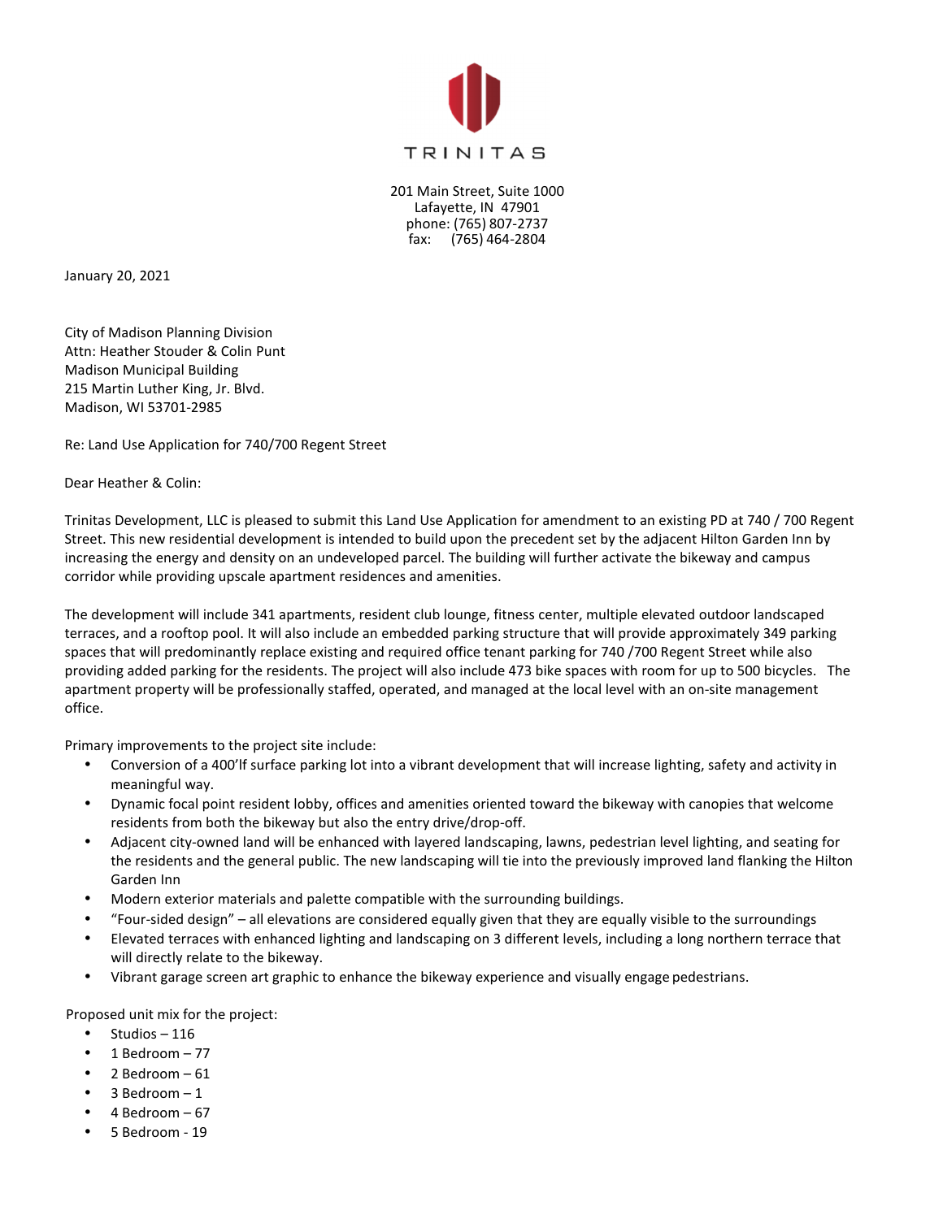TRINITAS

201 Main Street, Suite 1000
Lafayette, IN 47901
phone: (765) 807-2737
fax: (765) 464-2804

January 20, 2021

City of Madison Planning Division
Attn: Heather Stouder & Colin Punt
Madison Municipal Building
215 Martin Luther King, Jr. Blvd.
Madison, WI 53701-2985

Re: Land Use Application for 740/700 Regent Street

Dear Heather & Colin:

Trinitas Development, LLC is pleased to submit this Land Use Application for amendment to an existing PD at 740 / 700 Regent Street. This new residential development is intended to build upon the precedent set by the adjacent Hilton Garden Inn by increasing the energy and density on an undeveloped parcel. The building will further activate the bikeway and campus corridor while providing upscale apartment residences and amenities.

The development will include 341 apartments, resident club lounge, fitness center, multiple elevated outdoor landscaped terraces, and a rooftop pool. It will also include an embedded parking structure that will provide approximately 349 parking spaces that will predominantly replace existing and required office tenant parking for 740 /700 Regent Street while also providing added parking for the residents. The project will also include 473 bike spaces with room for up to 500 bicycles. The apartment property will be professionally staffed, operated, and managed at the local level with an on-site management office.

Primary improvements to the project site include:

- Conversion of a 400'lf surface parking lot into a vibrant development that will increase lighting, safety and activity in meaningful way.
- Dynamic focal point resident lobby, offices and amenities oriented toward the bikeway with canopies that welcome residents from both the bikeway but also the entry drive/drop-off.
- Adjacent city-owned land will be enhanced with layered landscaping, lawns, pedestrian level lighting, and seating for the residents and the general public. The new landscaping will tie into the previously improved land flanking the Hilton Garden Inn
- Modern exterior materials and palette compatible with the surrounding buildings.
- "Four-sided design" – all elevations are considered equally given that they are equally visible to the surroundings
- Elevated terraces with enhanced lighting and landscaping on 3 different levels, including a long northern terrace that will directly relate to the bikeway.
- Vibrant garage screen art graphic to enhance the bikeway experience and visually engage pedestrians.

Proposed unit mix for the project:

- Studios – 116
- 1 Bedroom – 77
- 2 Bedroom – 61
- 3 Bedroom – 1
- 4 Bedroom – 67
- 5 Bedroom - 19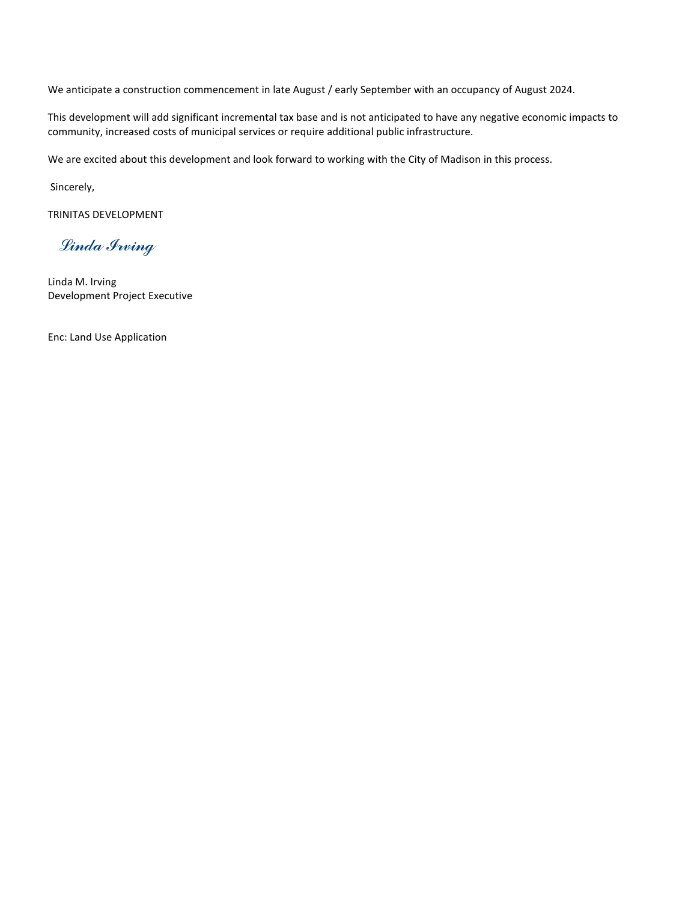We anticipate a construction commencement in late August / early September with an occupancy of August 2024.

This development will add significant incremental tax base and is not anticipated to have any negative economic impacts to community, increased costs of municipal services or require additional public infrastructure.

We are excited about this development and look forward to working with the City of Madison in this process.

Sincerely,

TRINITAS DEVELOPMENT

*Linda Irving*

Linda M. Irving
Development Project Executive

Enc: Land Use Application